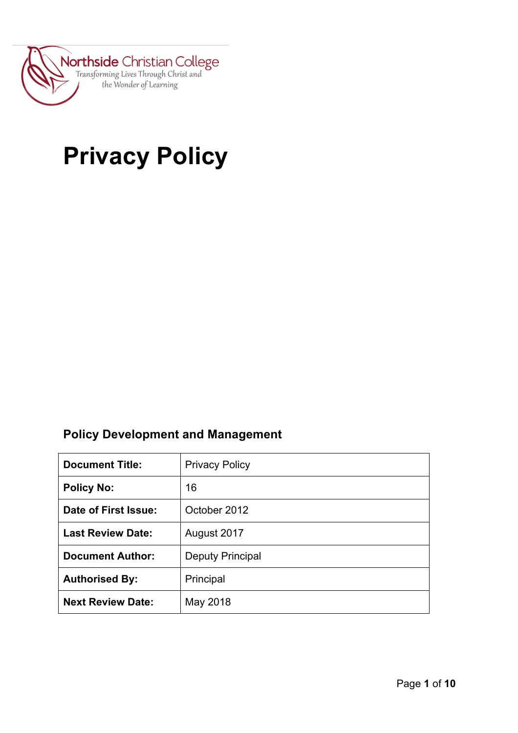Northside Christian College

Transforming Lives Through Christ and the Wonder of Learning

# Privacy Policy

## Policy Development and Management

| Document Title: | Privacy Policy |
|---|---|
| Policy No: | 16 |
| Date of First Issue: | October 2012 |
| Last Review Date: | August 2017 |
| Document Author: | Deputy Principal |
| Authorised By: | Principal |
| Next Review Date: | May 2018 |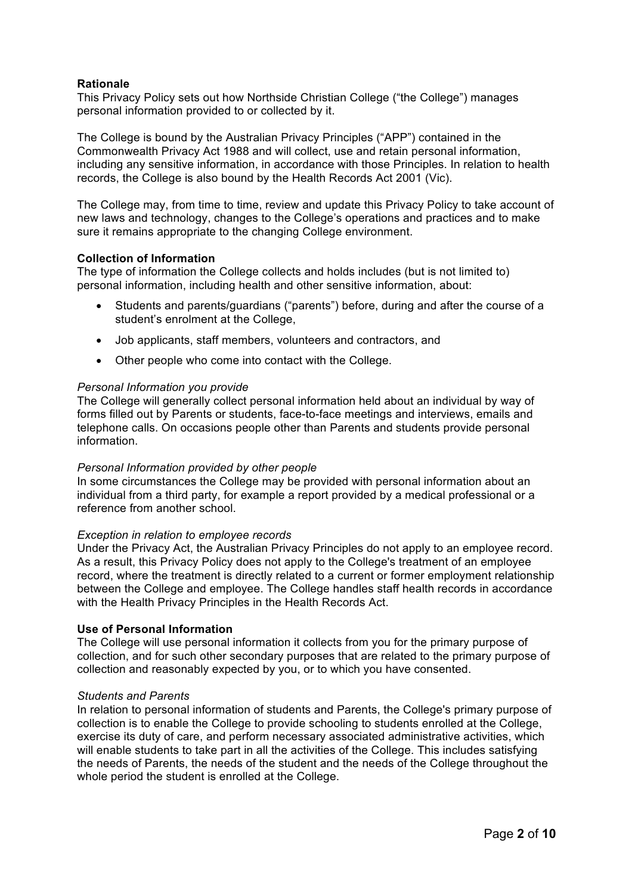**Rationale**

This Privacy Policy sets out how Northside Christian College ("the College") manages personal information provided to or collected by it.

The College is bound by the Australian Privacy Principles ("APP") contained in the Commonwealth Privacy Act 1988 and will collect, use and retain personal information, including any sensitive information, in accordance with those Principles. In relation to health records, the College is also bound by the Health Records Act 2001 (Vic).

The College may, from time to time, review and update this Privacy Policy to take account of new laws and technology, changes to the College's operations and practices and to make sure it remains appropriate to the changing College environment.

**Collection of Information**

The type of information the College collects and holds includes (but is not limited to) personal information, including health and other sensitive information, about:

- Students and parents/guardians ("parents") before, during and after the course of a student's enrolment at the College,
- Job applicants, staff members, volunteers and contractors, and
- Other people who come into contact with the College.

*Personal Information you provide*

The College will generally collect personal information held about an individual by way of forms filled out by Parents or students, face-to-face meetings and interviews, emails and telephone calls. On occasions people other than Parents and students provide personal information.

*Personal Information provided by other people*

In some circumstances the College may be provided with personal information about an individual from a third party, for example a report provided by a medical professional or a reference from another school.

*Exception in relation to employee records*

Under the Privacy Act, the Australian Privacy Principles do not apply to an employee record. As a result, this Privacy Policy does not apply to the College's treatment of an employee record, where the treatment is directly related to a current or former employment relationship between the College and employee. The College handles staff health records in accordance with the Health Privacy Principles in the Health Records Act.

**Use of Personal Information**

The College will use personal information it collects from you for the primary purpose of collection, and for such other secondary purposes that are related to the primary purpose of collection and reasonably expected by you, or to which you have consented.

*Students and Parents*

In relation to personal information of students and Parents, the College's primary purpose of collection is to enable the College to provide schooling to students enrolled at the College, exercise its duty of care, and perform necessary associated administrative activities, which will enable students to take part in all the activities of the College. This includes satisfying the needs of Parents, the needs of the student and the needs of the College throughout the whole period the student is enrolled at the College.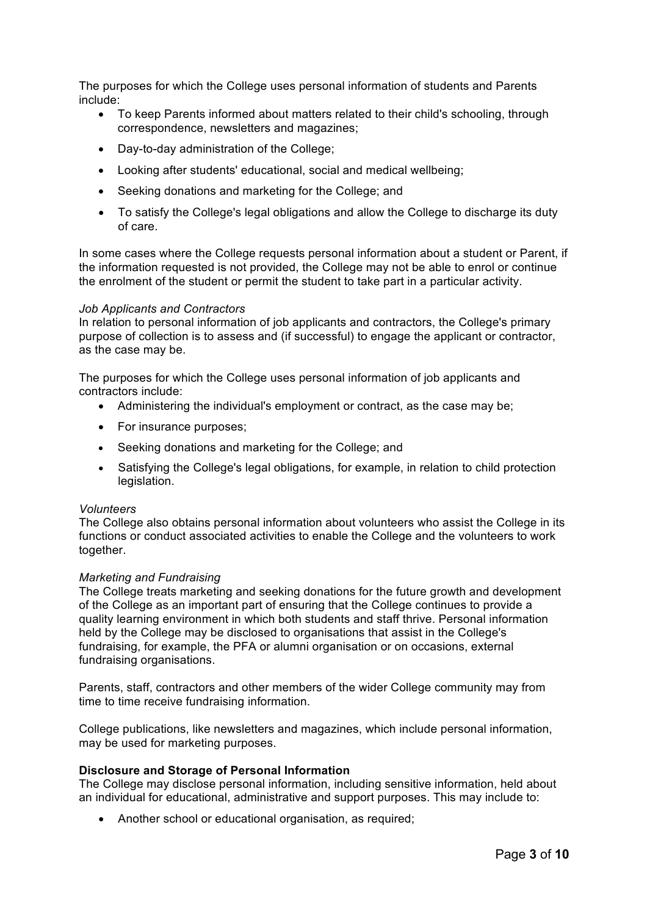The purposes for which the College uses personal information of students and Parents include:

- To keep Parents informed about matters related to their child's schooling, through correspondence, newsletters and magazines;
- Day-to-day administration of the College;
- Looking after students' educational, social and medical wellbeing;
- Seeking donations and marketing for the College; and
- To satisfy the College's legal obligations and allow the College to discharge its duty of care.

In some cases where the College requests personal information about a student or Parent, if the information requested is not provided, the College may not be able to enrol or continue the enrolment of the student or permit the student to take part in a particular activity.

*Job Applicants and Contractors*
In relation to personal information of job applicants and contractors, the College's primary purpose of collection is to assess and (if successful) to engage the applicant or contractor, as the case may be.

The purposes for which the College uses personal information of job applicants and contractors include:

- Administering the individual's employment or contract, as the case may be;
- For insurance purposes;
- Seeking donations and marketing for the College; and
- Satisfying the College's legal obligations, for example, in relation to child protection legislation.

*Volunteers*
The College also obtains personal information about volunteers who assist the College in its functions or conduct associated activities to enable the College and the volunteers to work together.

*Marketing and Fundraising*
The College treats marketing and seeking donations for the future growth and development of the College as an important part of ensuring that the College continues to provide a quality learning environment in which both students and staff thrive. Personal information held by the College may be disclosed to organisations that assist in the College's fundraising, for example, the PFA or alumni organisation or on occasions, external fundraising organisations.

Parents, staff, contractors and other members of the wider College community may from time to time receive fundraising information.

College publications, like newsletters and magazines, which include personal information, may be used for marketing purposes.

**Disclosure and Storage of Personal Information**
The College may disclose personal information, including sensitive information, held about an individual for educational, administrative and support purposes. This may include to:

- Another school or educational organisation, as required;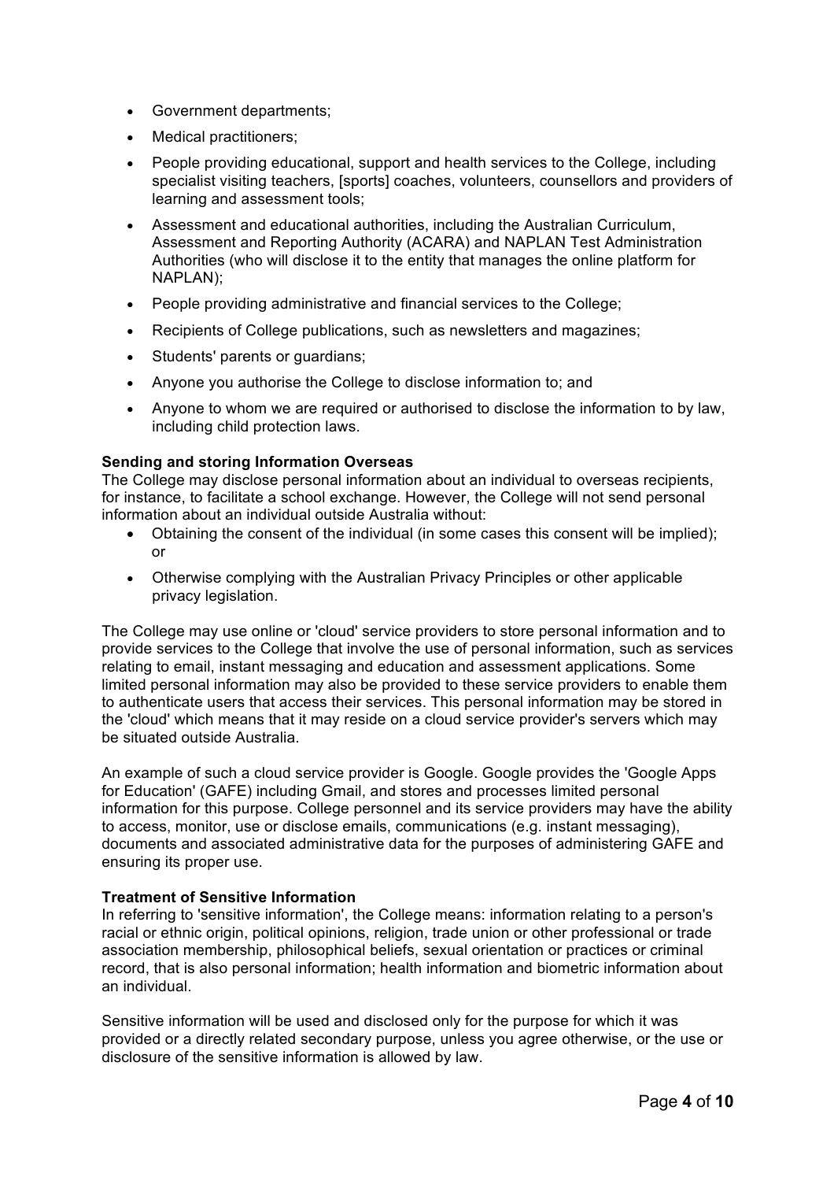- Government departments;
- Medical practitioners;
- People providing educational, support and health services to the College, including specialist visiting teachers, [sports] coaches, volunteers, counsellors and providers of learning and assessment tools;
- Assessment and educational authorities, including the Australian Curriculum, Assessment and Reporting Authority (ACARA) and NAPLAN Test Administration Authorities (who will disclose it to the entity that manages the online platform for NAPLAN);
- People providing administrative and financial services to the College;
- Recipients of College publications, such as newsletters and magazines;
- Students' parents or guardians;
- Anyone you authorise the College to disclose information to; and
- Anyone to whom we are required or authorised to disclose the information to by law, including child protection laws.

**Sending and storing Information Overseas**

The College may disclose personal information about an individual to overseas recipients, for instance, to facilitate a school exchange. However, the College will not send personal information about an individual outside Australia without:

- Obtaining the consent of the individual (in some cases this consent will be implied); or
- Otherwise complying with the Australian Privacy Principles or other applicable privacy legislation.

The College may use online or 'cloud' service providers to store personal information and to provide services to the College that involve the use of personal information, such as services relating to email, instant messaging and education and assessment applications. Some limited personal information may also be provided to these service providers to enable them to authenticate users that access their services. This personal information may be stored in the 'cloud' which means that it may reside on a cloud service provider's servers which may be situated outside Australia.

An example of such a cloud service provider is Google. Google provides the 'Google Apps for Education' (GAFE) including Gmail, and stores and processes limited personal information for this purpose. College personnel and its service providers may have the ability to access, monitor, use or disclose emails, communications (e.g. instant messaging), documents and associated administrative data for the purposes of administering GAFE and ensuring its proper use.

**Treatment of Sensitive Information**

In referring to 'sensitive information', the College means: information relating to a person's racial or ethnic origin, political opinions, religion, trade union or other professional or trade association membership, philosophical beliefs, sexual orientation or practices or criminal record, that is also personal information; health information and biometric information about an individual.

Sensitive information will be used and disclosed only for the purpose for which it was provided or a directly related secondary purpose, unless you agree otherwise, or the use or disclosure of the sensitive information is allowed by law.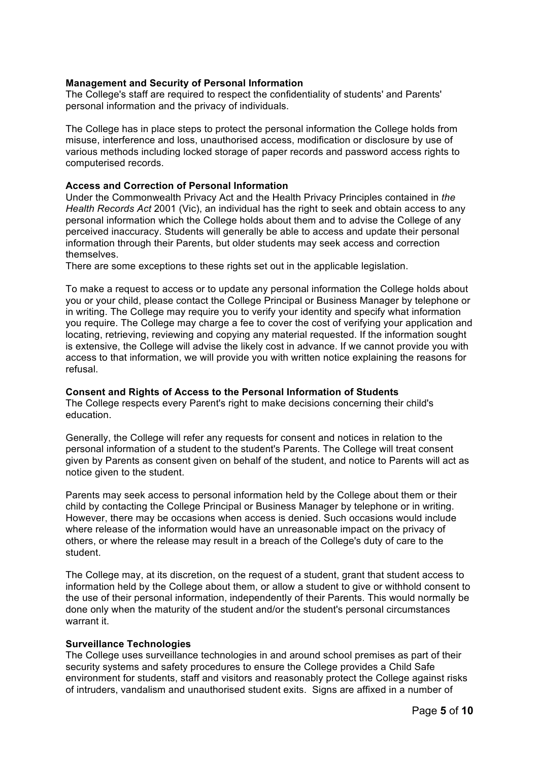**Management and Security of Personal Information**

The College's staff are required to respect the confidentiality of students' and Parents' personal information and the privacy of individuals.

The College has in place steps to protect the personal information the College holds from misuse, interference and loss, unauthorised access, modification or disclosure by use of various methods including locked storage of paper records and password access rights to computerised records.

**Access and Correction of Personal Information**

Under the Commonwealth Privacy Act and the Health Privacy Principles contained in *the Health Records Act* 2001 (Vic), an individual has the right to seek and obtain access to any personal information which the College holds about them and to advise the College of any perceived inaccuracy. Students will generally be able to access and update their personal information through their Parents, but older students may seek access and correction themselves.

There are some exceptions to these rights set out in the applicable legislation.

To make a request to access or to update any personal information the College holds about you or your child, please contact the College Principal or Business Manager by telephone or in writing. The College may require you to verify your identity and specify what information you require. The College may charge a fee to cover the cost of verifying your application and locating, retrieving, reviewing and copying any material requested. If the information sought is extensive, the College will advise the likely cost in advance. If we cannot provide you with access to that information, we will provide you with written notice explaining the reasons for refusal.

**Consent and Rights of Access to the Personal Information of Students**

The College respects every Parent's right to make decisions concerning their child's education.

Generally, the College will refer any requests for consent and notices in relation to the personal information of a student to the student's Parents. The College will treat consent given by Parents as consent given on behalf of the student, and notice to Parents will act as notice given to the student.

Parents may seek access to personal information held by the College about them or their child by contacting the College Principal or Business Manager by telephone or in writing. However, there may be occasions when access is denied. Such occasions would include where release of the information would have an unreasonable impact on the privacy of others, or where the release may result in a breach of the College's duty of care to the student.

The College may, at its discretion, on the request of a student, grant that student access to information held by the College about them, or allow a student to give or withhold consent to the use of their personal information, independently of their Parents. This would normally be done only when the maturity of the student and/or the student's personal circumstances warrant it.

**Surveillance Technologies**

The College uses surveillance technologies in and around school premises as part of their security systems and safety procedures to ensure the College provides a Child Safe environment for students, staff and visitors and reasonably protect the College against risks of intruders, vandalism and unauthorised student exits. Signs are affixed in a number of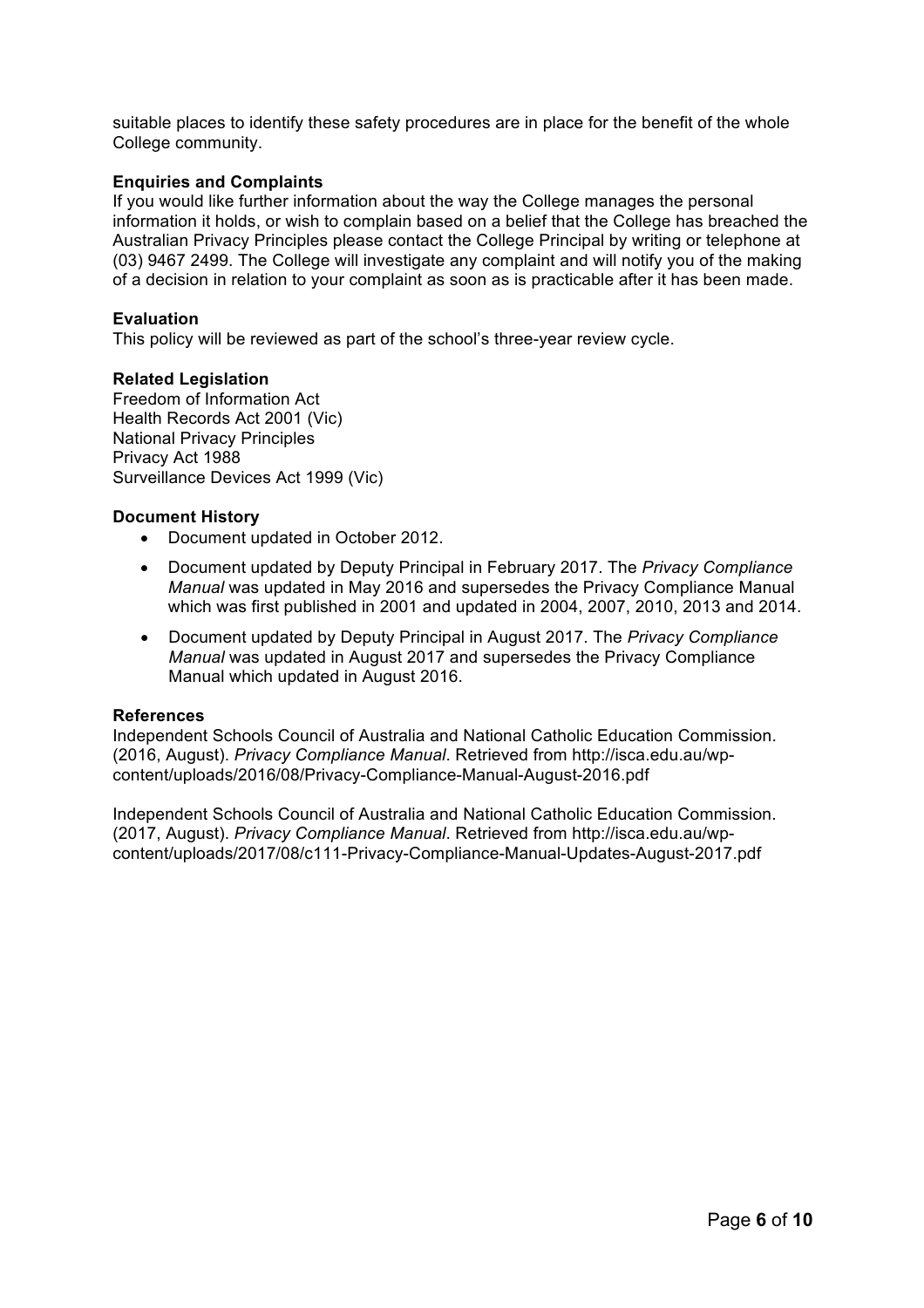suitable places to identify these safety procedures are in place for the benefit of the whole College community.

**Enquiries and Complaints**

If you would like further information about the way the College manages the personal information it holds, or wish to complain based on a belief that the College has breached the Australian Privacy Principles please contact the College Principal by writing or telephone at (03) 9467 2499. The College will investigate any complaint and will notify you of the making of a decision in relation to your complaint as soon as is practicable after it has been made.

**Evaluation**

This policy will be reviewed as part of the school's three-year review cycle.

**Related Legislation**

Freedom of Information Act
Health Records Act 2001 (Vic)
National Privacy Principles
Privacy Act 1988
Surveillance Devices Act 1999 (Vic)

**Document History**

- Document updated in October 2012.
- Document updated by Deputy Principal in February 2017. The *Privacy Compliance Manual* was updated in May 2016 and supersedes the Privacy Compliance Manual which was first published in 2001 and updated in 2004, 2007, 2010, 2013 and 2014.
- Document updated by Deputy Principal in August 2017. The *Privacy Compliance Manual* was updated in August 2017 and supersedes the Privacy Compliance Manual which updated in August 2016.

**References**

Independent Schools Council of Australia and National Catholic Education Commission. (2016, August). *Privacy Compliance Manual*. Retrieved from http://isca.edu.au/wp-content/uploads/2016/08/Privacy-Compliance-Manual-August-2016.pdf

Independent Schools Council of Australia and National Catholic Education Commission. (2017, August). *Privacy Compliance Manual*. Retrieved from http://isca.edu.au/wp-content/uploads/2017/08/c111-Privacy-Compliance-Manual-Updates-August-2017.pdf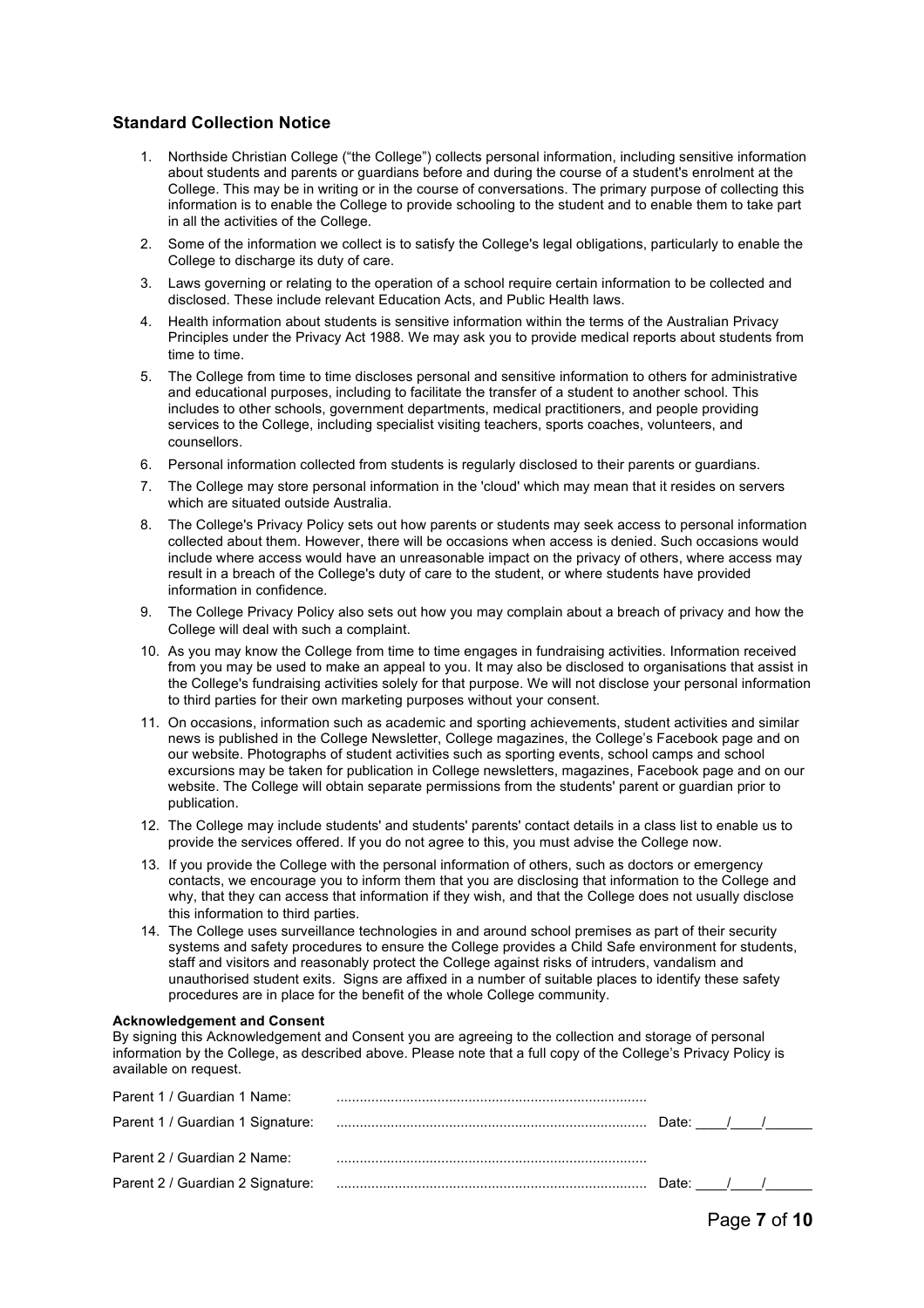## Standard Collection Notice

1. Northside Christian College ("the College") collects personal information, including sensitive information about students and parents or guardians before and during the course of a student's enrolment at the College. This may be in writing or in the course of conversations. The primary purpose of collecting this information is to enable the College to provide schooling to the student and to enable them to take part in all the activities of the College.
2. Some of the information we collect is to satisfy the College's legal obligations, particularly to enable the College to discharge its duty of care.
3. Laws governing or relating to the operation of a school require certain information to be collected and disclosed. These include relevant Education Acts, and Public Health laws.
4. Health information about students is sensitive information within the terms of the Australian Privacy Principles under the Privacy Act 1988. We may ask you to provide medical reports about students from time to time.
5. The College from time to time discloses personal and sensitive information to others for administrative and educational purposes, including to facilitate the transfer of a student to another school. This includes to other schools, government departments, medical practitioners, and people providing services to the College, including specialist visiting teachers, sports coaches, volunteers, and counsellors.
6. Personal information collected from students is regularly disclosed to their parents or guardians.
7. The College may store personal information in the 'cloud' which may mean that it resides on servers which are situated outside Australia.
8. The College's Privacy Policy sets out how parents or students may seek access to personal information collected about them. However, there will be occasions when access is denied. Such occasions would include where access would have an unreasonable impact on the privacy of others, where access may result in a breach of the College's duty of care to the student, or where students have provided information in confidence.
9. The College Privacy Policy also sets out how you may complain about a breach of privacy and how the College will deal with such a complaint.
10. As you may know the College from time to time engages in fundraising activities. Information received from you may be used to make an appeal to you. It may also be disclosed to organisations that assist in the College's fundraising activities solely for that purpose. We will not disclose your personal information to third parties for their own marketing purposes without your consent.
11. On occasions, information such as academic and sporting achievements, student activities and similar news is published in the College Newsletter, College magazines, the College's Facebook page and on our website. Photographs of student activities such as sporting events, school camps and school excursions may be taken for publication in College newsletters, magazines, Facebook page and on our website. The College will obtain separate permissions from the students' parent or guardian prior to publication.
12. The College may include students' and students' parents' contact details in a class list to enable us to provide the services offered. If you do not agree to this, you must advise the College now.
13. If you provide the College with the personal information of others, such as doctors or emergency contacts, we encourage you to inform them that you are disclosing that information to the College and why, that they can access that information if they wish, and that the College does not usually disclose this information to third parties.
14. The College uses surveillance technologies in and around school premises as part of their security systems and safety procedures to ensure the College provides a Child Safe environment for students, staff and visitors and reasonably protect the College against risks of intruders, vandalism and unauthorised student exits. Signs are affixed in a number of suitable places to identify these safety procedures are in place for the benefit of the whole College community.

**Acknowledgement and Consent**

By signing this Acknowledgement and Consent you are agreeing to the collection and storage of personal information by the College, as described above. Please note that a full copy of the College's Privacy Policy is available on request.

Parent 1 / Guardian 1 Name: ................................................................................

Parent 1 / Guardian 1 Signature: ................................................................................ Date: ____/____/______

Parent 2 / Guardian 2 Name: ................................................................................

Parent 2 / Guardian 2 Signature: ................................................................................ Date: ____/____/______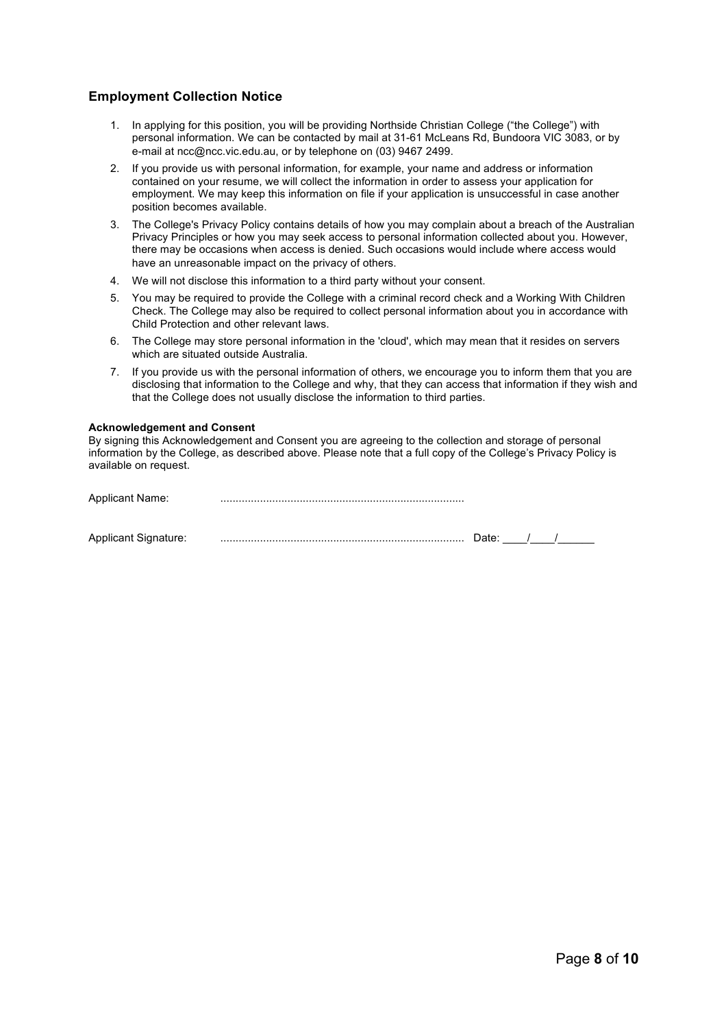## Employment Collection Notice

1. In applying for this position, you will be providing Northside Christian College ("the College") with personal information. We can be contacted by mail at 31-61 McLeans Rd, Bundoora VIC 3083, or by e-mail at ncc@ncc.vic.edu.au, or by telephone on (03) 9467 2499.
2. If you provide us with personal information, for example, your name and address or information contained on your resume, we will collect the information in order to assess your application for employment. We may keep this information on file if your application is unsuccessful in case another position becomes available.
3. The College's Privacy Policy contains details of how you may complain about a breach of the Australian Privacy Principles or how you may seek access to personal information collected about you. However, there may be occasions when access is denied. Such occasions would include where access would have an unreasonable impact on the privacy of others.
4. We will not disclose this information to a third party without your consent.
5. You may be required to provide the College with a criminal record check and a Working With Children Check. The College may also be required to collect personal information about you in accordance with Child Protection and other relevant laws.
6. The College may store personal information in the 'cloud', which may mean that it resides on servers which are situated outside Australia.
7. If you provide us with the personal information of others, we encourage you to inform them that you are disclosing that information to the College and why, that they can access that information if they wish and that the College does not usually disclose the information to third parties.

**Acknowledgement and Consent**
By signing this Acknowledgement and Consent you are agreeing to the collection and storage of personal information by the College, as described above. Please note that a full copy of the College's Privacy Policy is available on request.

Applicant Name: ...............................................................................

Applicant Signature: ............................................................................... Date: ____/____/______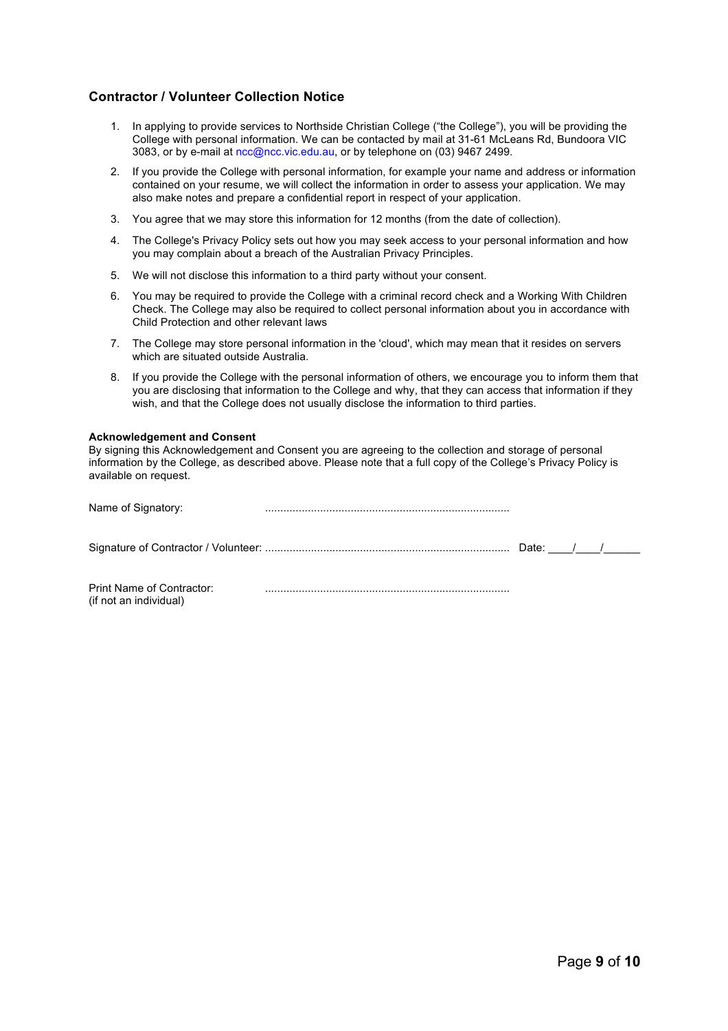## Contractor / Volunteer Collection Notice

1. In applying to provide services to Northside Christian College ("the College"), you will be providing the College with personal information. We can be contacted by mail at 31-61 McLeans Rd, Bundoora VIC 3083, or by e-mail at ncc@ncc.vic.edu.au, or by telephone on (03) 9467 2499.
2. If you provide the College with personal information, for example your name and address or information contained on your resume, we will collect the information in order to assess your application. We may also make notes and prepare a confidential report in respect of your application.
3. You agree that we may store this information for 12 months (from the date of collection).
4. The College's Privacy Policy sets out how you may seek access to your personal information and how you may complain about a breach of the Australian Privacy Principles.
5. We will not disclose this information to a third party without your consent.
6. You may be required to provide the College with a criminal record check and a Working With Children Check. The College may also be required to collect personal information about you in accordance with Child Protection and other relevant laws
7. The College may store personal information in the 'cloud', which may mean that it resides on servers which are situated outside Australia.
8. If you provide the College with the personal information of others, we encourage you to inform them that you are disclosing that information to the College and why, that they can access that information if they wish, and that the College does not usually disclose the information to third parties.

**Acknowledgement and Consent**

By signing this Acknowledgement and Consent you are agreeing to the collection and storage of personal information by the College, as described above. Please note that a full copy of the College's Privacy Policy is available on request.

Name of Signatory: ...............................................................................

Signature of Contractor / Volunteer: ............................................................................... Date: ____/____/______

Print Name of Contractor: ...............................................................................
(if not an individual)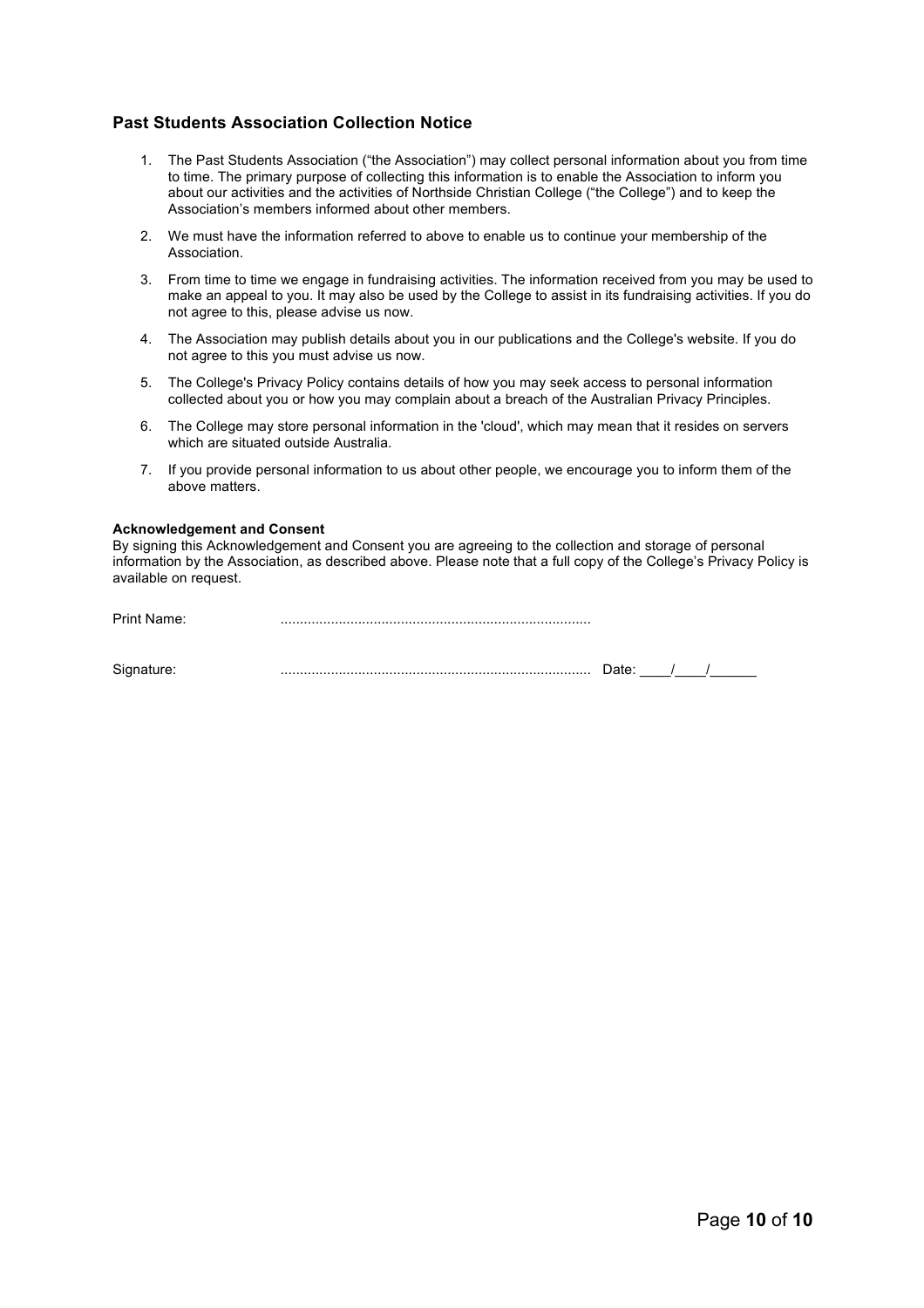## Past Students Association Collection Notice

1. The Past Students Association ("the Association") may collect personal information about you from time to time. The primary purpose of collecting this information is to enable the Association to inform you about our activities and the activities of Northside Christian College ("the College") and to keep the Association's members informed about other members.
2. We must have the information referred to above to enable us to continue your membership of the Association.
3. From time to time we engage in fundraising activities. The information received from you may be used to make an appeal to you. It may also be used by the College to assist in its fundraising activities. If you do not agree to this, please advise us now.
4. The Association may publish details about you in our publications and the College's website. If you do not agree to this you must advise us now.
5. The College's Privacy Policy contains details of how you may seek access to personal information collected about you or how you may complain about a breach of the Australian Privacy Principles.
6. The College may store personal information in the 'cloud', which may mean that it resides on servers which are situated outside Australia.
7. If you provide personal information to us about other people, we encourage you to inform them of the above matters.

**Acknowledgement and Consent**

By signing this Acknowledgement and Consent you are agreeing to the collection and storage of personal information by the Association, as described above. Please note that a full copy of the College's Privacy Policy is available on request.

Print Name: ...............................................................................

Signature: ............................................................................... Date: ____/____/______